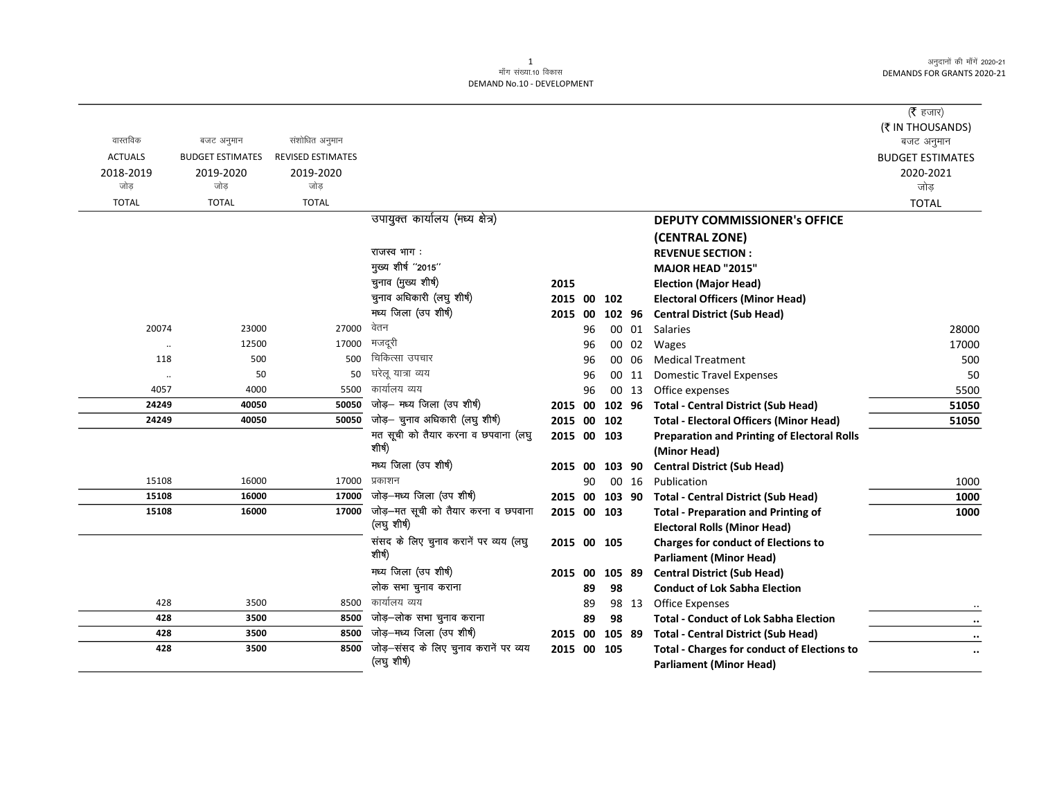मॉंग संख्या.10 विकास
DEMAND No.10 - DEVELOPMENT

अनुदानों की माँगें 2020-21
DEMANDS FOR GRANTS 2020-21

(₹ हजार)
(₹ IN THOUSANDS)

| वास्तविक ACTUALS 2018-2019 जोड़ TOTAL | बजट अनुमान BUDGET ESTIMATES 2019-2020 जोड़ TOTAL | संशोधित अनुमान REVISED ESTIMATES 2019-2020 जोड़ TOTAL | | | | | | | बजट अनुमान BUDGET ESTIMATES 2020-2021 जोड़ TOTAL |
|---|---|---|---|---|---|---|---|---|---|
| | | | उपायुक्त कार्यालय (मध्य क्षेत्र) | | | | | **DEPUTY COMMISSIONER's OFFICE (CENTRAL ZONE)** | |
| | | | राजस्व भाग : | | | | | **REVENUE SECTION :** | |
| | | | मुख्य शीर्ष "2015" | | | | | **MAJOR HEAD "2015"** | |
| | | | चुनाव (मुख्य शीर्ष) | 2015 | | | | **Election (Major Head)** | |
| | | | चुनाव अधिकारी (लघु शीर्ष) | 2015 | 00 | 102 | | **Electoral Officers (Minor Head)** | |
| | | | मध्य जिला (उप शीर्ष) | 2015 | 00 | 102 | 96 | **Central District (Sub Head)** | |
| 20074 | 23000 | 27000 | वेतन | | 96 | 00 | 01 | Salaries | 28000 |
| .. | 12500 | 17000 | मजदूरी | | 96 | 00 | 02 | Wages | 17000 |
| 118 | 500 | 500 | चिकित्सा उपचार | | 96 | 00 | 06 | Medical Treatment | 500 |
| .. | 50 | 50 | घरेलू यात्रा व्यय | | 96 | 00 | 11 | Domestic Travel Expenses | 50 |
| 4057 | 4000 | 5500 | कार्यालय व्यय | | 96 | 00 | 13 | Office expenses | 5500 |
| **24249** | **40050** | **50050** | जोड़– मध्य जिला (उप शीर्ष) | 2015 | 00 | 102 | 96 | **Total - Central District (Sub Head)** | **51050** |
| **24249** | **40050** | **50050** | जोड़– चुनाव अधिकारी (लघु शीर्ष) | 2015 | 00 | 102 | | **Total - Electoral Officers (Minor Head)** | **51050** |
| | | | मत सूची को तैयार करना व छपवाना (लघु शीर्ष) | 2015 | 00 | 103 | | **Preparation and Printing of Electoral Rolls (Minor Head)** | |
| | | | मध्य जिला (उप शीर्ष) | 2015 | 00 | 103 | 90 | **Central District (Sub Head)** | |
| 15108 | 16000 | 17000 | प्रकाशन | | 90 | 00 | 16 | Publication | 1000 |
| **15108** | **16000** | **17000** | जोड़–मध्य जिला (उप शीर्ष) | 2015 | 00 | 103 | 90 | **Total - Central District (Sub Head)** | **1000** |
| **15108** | **16000** | **17000** | जोड़–मत सूची को तैयार करना व छपवाना (लघु शीर्ष) | 2015 | 00 | 103 | | **Total - Preparation and Printing of Electoral Rolls (Minor Head)** | **1000** |
| | | | संसद के लिए चुनाव करानें पर व्यय (लघु शीर्ष) | 2015 | 00 | 105 | | **Charges for conduct of Elections to Parliament (Minor Head)** | |
| | | | मध्य जिला (उप शीर्ष) | 2015 | 00 | 105 | 89 | **Central District (Sub Head)** | |
| | | | लोक सभा चुनाव कराना | | 89 | 98 | | **Conduct of Lok Sabha Election** | |
| 428 | 3500 | 8500 | कार्यालय व्यय | | 89 | 98 | 13 | Office Expenses | .. |
| **428** | **3500** | **8500** | जोड़–लोक सभा चुनाव कराना | | 89 | 98 | | **Total - Conduct of Lok Sabha Election** | **..** |
| **428** | **3500** | **8500** | जोड़–मध्य जिला (उप शीर्ष) | 2015 | 00 | 105 | 89 | **Total - Central District (Sub Head)** | **..** |
| **428** | **3500** | **8500** | जोड़–संसद के लिए चुनाव करानें पर व्यय (लघु शीर्ष) | 2015 | 00 | 105 | | **Total - Charges for conduct of Elections to Parliament (Minor Head)** | **..** |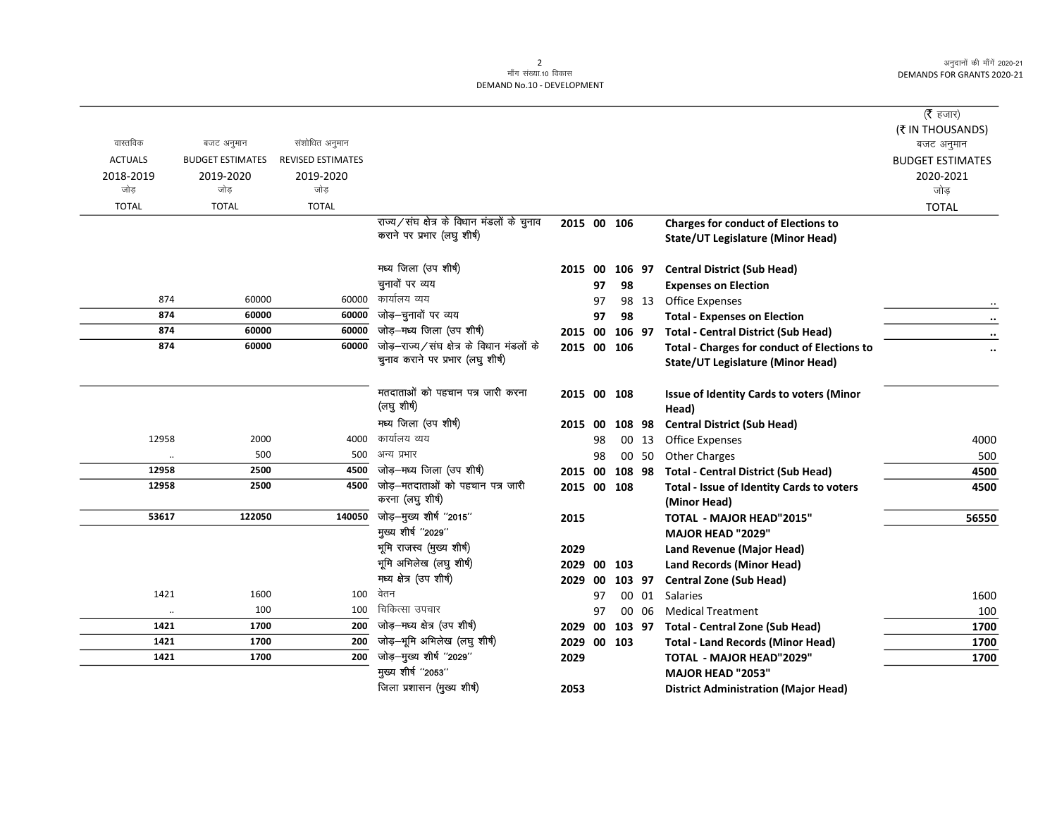| वास्तविक ACTUALS 2018-2019 जोड़ TOTAL | बजट अनुमान BUDGET ESTIMATES 2019-2020 जोड़ TOTAL | संशोधित अनुमान REVISED ESTIMATES 2019-2020 जोड़ TOTAL | | | | | | | (₹ हजार) (₹ IN THOUSANDS) बजट अनुमान BUDGET ESTIMATES 2020-2021 जोड़ TOTAL |
|---|---|---|---|---|---|---|---|---|---|
| | | | राज्य/संघ क्षेत्र के विधान मंडलों के चुनाव कराने पर प्रभार (लघु शीर्ष) | 2015 | 00 | 106 | | **Charges for conduct of Elections to State/UT Legislature (Minor Head)** | |
| | | | मध्य जिला (उप शीर्ष) | 2015 | 00 | 106 | 97 | **Central District (Sub Head)** | |
| | | | चुनावों पर व्यय | | 97 | 98 | | **Expenses on Election** | |
| 874 | 60000 | 60000 | कार्यालय व्यय | | 97 | 98 | 13 | Office Expenses | .. |
| **874** | **60000** | **60000** | जोड़–चुनावों पर व्यय | | 97 | 98 | | **Total - Expenses on Election** | **..** |
| **874** | **60000** | **60000** | जोड़–मध्य जिला (उप शीर्ष) | 2015 | 00 | 106 | 97 | **Total - Central District (Sub Head)** | **..** |
| **874** | **60000** | **60000** | जोड़–राज्य/संघ क्षेत्र के विधान मंडलों के चुनाव कराने पर प्रभार (लघु शीर्ष) | 2015 | 00 | 106 | | **Total - Charges for conduct of Elections to State/UT Legislature (Minor Head)** | **..** |
| | | | मतदाताओं को पहचान पत्र जारी करना (लघु शीर्ष) | 2015 | 00 | 108 | | **Issue of Identity Cards to voters (Minor Head)** | |
| | | | मध्य जिला (उप शीर्ष) | 2015 | 00 | 108 | 98 | **Central District (Sub Head)** | |
| 12958 | 2000 | 4000 | कार्यालय व्यय | | 98 | 00 | 13 | Office Expenses | 4000 |
| .. | 500 | 500 | अन्य प्रभार | | 98 | 00 | 50 | Other Charges | 500 |
| **12958** | **2500** | **4500** | जोड़–मध्य जिला (उप शीर्ष) | 2015 | 00 | 108 | 98 | **Total - Central District (Sub Head)** | **4500** |
| **12958** | **2500** | **4500** | जोड़–मतदाताओं को पहचान पत्र जारी करना (लघु शीर्ष) | 2015 | 00 | 108 | | **Total - Issue of Identity Cards to voters (Minor Head)** | **4500** |
| **53617** | **122050** | **140050** | जोड़–मुख्य शीर्ष ''2015'' | 2015 | | | | **TOTAL - MAJOR HEAD"2015"** | **56550** |
| | | | मुख्य शीर्ष ''2029'' | | | | | **MAJOR HEAD "2029"** | |
| | | | भूमि राजस्व (मुख्य शीर्ष) | 2029 | | | | **Land Revenue (Major Head)** | |
| | | | भूमि अभिलेख (लघु शीर्ष) | 2029 | 00 | 103 | | **Land Records (Minor Head)** | |
| | | | मध्य क्षेत्र (उप शीर्ष) | 2029 | 00 | 103 | 97 | **Central Zone (Sub Head)** | |
| 1421 | 1600 | 100 | वेतन | | 97 | 00 | 01 | Salaries | 1600 |
| .. | 100 | 100 | चिकित्सा उपचार | | 97 | 00 | 06 | Medical Treatment | 100 |
| **1421** | **1700** | **200** | जोड़–मध्य क्षेत्र (उप शीर्ष) | 2029 | 00 | 103 | 97 | **Total - Central Zone (Sub Head)** | **1700** |
| **1421** | **1700** | **200** | जोड़–भूमि अभिलेख (लघु शीर्ष) | 2029 | 00 | 103 | | **Total - Land Records (Minor Head)** | **1700** |
| **1421** | **1700** | **200** | जोड़–मुख्य शीर्ष ''2029'' | 2029 | | | | **TOTAL - MAJOR HEAD"2029"** | **1700** |
| | | | मुख्य शीर्ष ''2053'' | | | | | **MAJOR HEAD "2053"** | |
| | | | जिला प्रशासन (मुख्य शीर्ष) | 2053 | | | | **District Administration (Major Head)** | |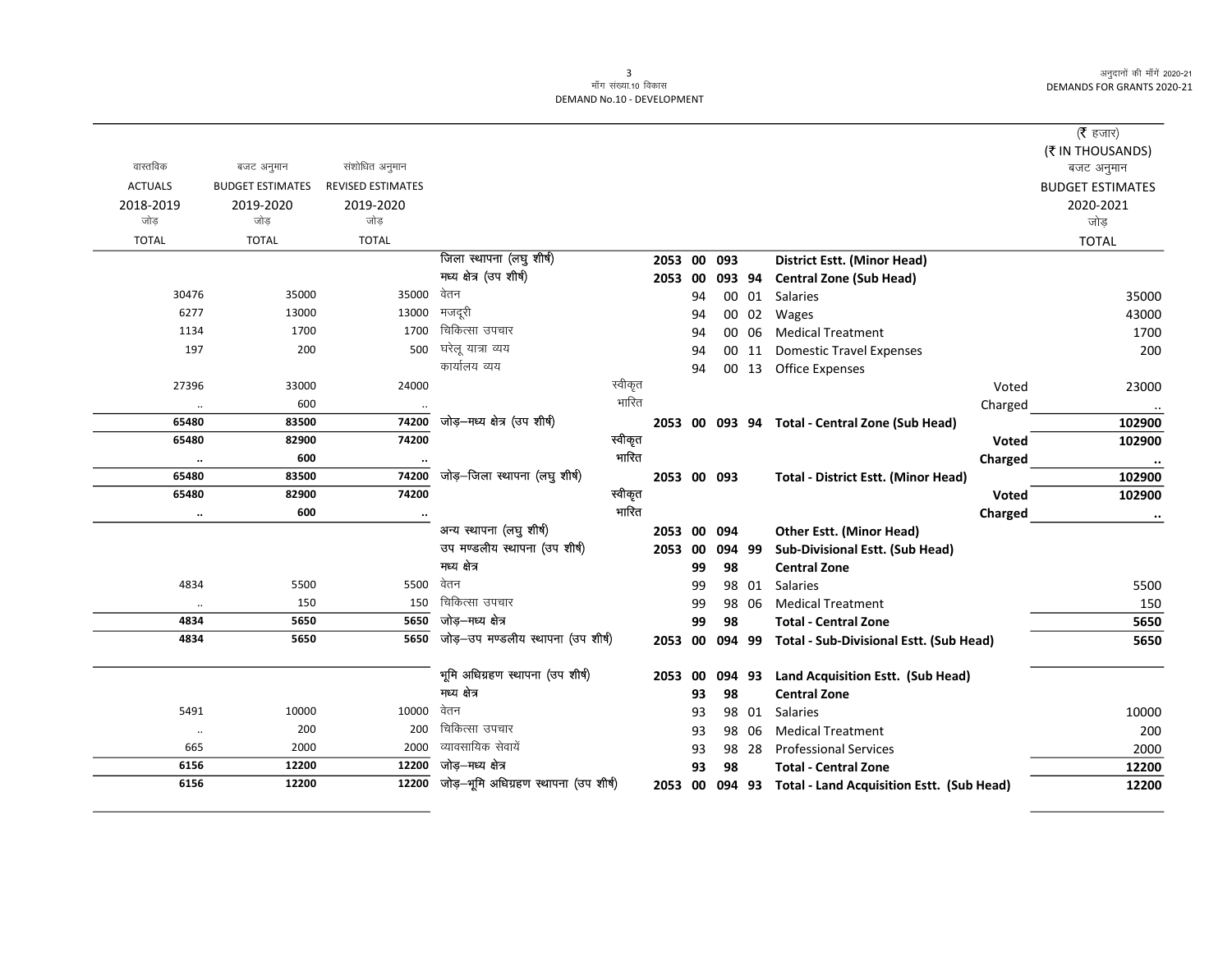माँग संख्या.10 विकास
DEMAND No.10 - DEVELOPMENT

(₹ हजार)
(₹ IN THOUSANDS)

| वास्तविक ACTUALS 2018-2019 जोड़ TOTAL | बजट अनुमान BUDGET ESTIMATES 2019-2020 जोड़ TOTAL | संशोधित अनुमान REVISED ESTIMATES 2019-2020 जोड़ TOTAL | | | | | | | | | बजट अनुमान BUDGET ESTIMATES 2020-2021 जोड़ TOTAL |
|---|---|---|---|---|---|---|---|---|---|---|---|
| | | | जिला स्थापना (लघु शीर्ष) | | 2053 | 00 | 093 | | | **District Estt. (Minor Head)** | |
| | | | मध्य क्षेत्र (उप शीर्ष) | | 2053 | 00 | 093 | 94 | | **Central Zone (Sub Head)** | |
| 30476 | 35000 | 35000 | वेतन | | | 94 | 00 | 01 | | Salaries | 35000 |
| 6277 | 13000 | 13000 | मजदूरी | | | 94 | 00 | 02 | | Wages | 43000 |
| 1134 | 1700 | 1700 | चिकित्सा उपचार | | | 94 | 00 | 06 | | Medical Treatment | 1700 |
| 197 | 200 | 500 | घरेलू यात्रा व्यय | | | 94 | 00 | 11 | | Domestic Travel Expenses | 200 |
| | | | कार्यालय व्यय | | | 94 | 00 | 13 | | Office Expenses | |
| 27396 | 33000 | 24000 | | स्वीकृत | | | | | | Voted | 23000 |
| .. | 600 | .. | | भारित | | | | | | Charged | .. |
| **65480** | **83500** | **74200** | जोड़–मध्य क्षेत्र (उप शीर्ष) | | 2053 | 00 | 093 | 94 | | **Total - Central Zone (Sub Head)** | **102900** |
| **65480** | **82900** | **74200** | | स्वीकृत | | | | | | **Voted** | **102900** |
| **..** | **600** | **..** | | भारित | | | | | | **Charged** | **..** |
| **65480** | **83500** | **74200** | जोड़–जिला स्थापना (लघु शीर्ष) | | 2053 | 00 | 093 | | | **Total - District Estt. (Minor Head)** | **102900** |
| **65480** | **82900** | **74200** | | स्वीकृत | | | | | | **Voted** | **102900** |
| **..** | **600** | **..** | | भारित | | | | | | **Charged** | **..** |
| | | | अन्य स्थापना (लघु शीर्ष) | | 2053 | 00 | 094 | | | **Other Estt. (Minor Head)** | |
| | | | उप मण्डलीय स्थापना (उप शीर्ष) | | 2053 | 00 | 094 | 99 | | **Sub-Divisional Estt. (Sub Head)** | |
| | | | मध्य क्षेत्र | | | 99 | 98 | | | **Central Zone** | |
| 4834 | 5500 | 5500 | वेतन | | | 99 | 98 | 01 | | Salaries | 5500 |
| .. | 150 | 150 | चिकित्सा उपचार | | | 99 | 98 | 06 | | Medical Treatment | 150 |
| **4834** | **5650** | **5650** | जोड़–मध्य क्षेत्र | | | 99 | 98 | | | **Total - Central Zone** | **5650** |
| **4834** | **5650** | **5650** | जोड़–उप मण्डलीय स्थापना (उप शीर्ष) | | 2053 | 00 | 094 | 99 | | **Total - Sub-Divisional Estt. (Sub Head)** | **5650** |
| | | | भूमि अधिग्रहण स्थापना (उप शीर्ष) | | 2053 | 00 | 094 | 93 | | **Land Acquisition Estt. (Sub Head)** | |
| | | | मध्य क्षेत्र | | | 93 | 98 | | | **Central Zone** | |
| 5491 | 10000 | 10000 | वेतन | | | 93 | 98 | 01 | | Salaries | 10000 |
| .. | 200 | 200 | चिकित्सा उपचार | | | 93 | 98 | 06 | | Medical Treatment | 200 |
| 665 | 2000 | 2000 | व्यावसायिक सेवायें | | | 93 | 98 | 28 | | Professional Services | 2000 |
| **6156** | **12200** | **12200** | जोड़–मध्य क्षेत्र | | | 93 | 98 | | | **Total - Central Zone** | **12200** |
| **6156** | **12200** | **12200** | जोड़–भूमि अधिग्रहण स्थापना (उप शीर्ष) | | 2053 | 00 | 094 | 93 | | **Total - Land Acquisition Estt. (Sub Head)** | **12200** |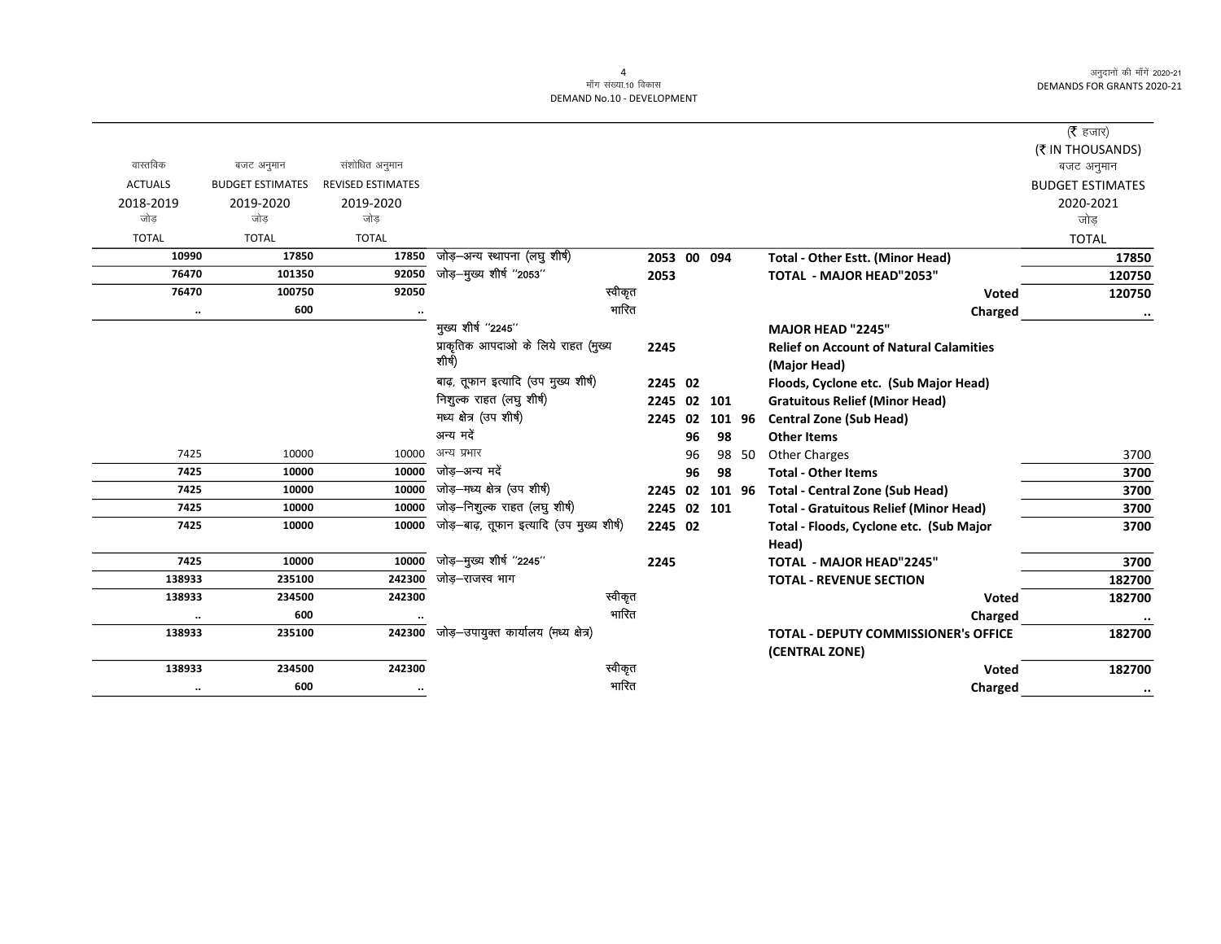मॉंग संख्या.10 विकास
DEMAND No.10 - DEVELOPMENT

| वास्तविक ACTUALS 2018-2019 जोड़ TOTAL | बजट अनुमान BUDGET ESTIMATES 2019-2020 जोड़ TOTAL | संशोधित अनुमान REVISED ESTIMATES 2019-2020 जोड़ TOTAL | | | | | | | (₹ हजार) (₹ IN THOUSANDS) बजट अनुमान BUDGET ESTIMATES 2020-2021 जोड़ TOTAL |
|---|---|---|---|---|---|---|---|---|---|
| 10990 | 17850 | 17850 | जोड़–अन्य स्थापना (लघु शीर्ष) | 2053 | 00 | 094 | | Total - Other Estt. (Minor Head) | 17850 |
| 76470 | 101350 | 92050 | जोड़–मुख्य शीर्ष "2053" | 2053 | | | | TOTAL - MAJOR HEAD"2053" | 120750 |
| 76470 | 100750 | 92050 | स्वीकृत | | | | | Voted | 120750 |
| .. | 600 | .. | भारित | | | | | Charged | .. |
| | | | मुख्य शीर्ष "2245" | | | | | MAJOR HEAD "2245" | |
| | | | प्राकृतिक आपदाओ के लिये राहत (मुख्य शीर्ष) | 2245 | | | | Relief on Account of Natural Calamities (Major Head) | |
| | | | बाढ़, तूफान इत्यादि (उप मुख्य शीर्ष) | 2245 | 02 | | | Floods, Cyclone etc. (Sub Major Head) | |
| | | | निशुल्क राहत (लघु शीर्ष) | 2245 | 02 | 101 | | Gratuitous Relief (Minor Head) | |
| | | | मध्य क्षेत्र (उप शीर्ष) | 2245 | 02 | 101 | 96 | Central Zone (Sub Head) | |
| | | | अन्य मदें | | 96 | 98 | | Other Items | |
| 7425 | 10000 | 10000 | अन्य प्रभार | | 96 | 98 | 50 | Other Charges | 3700 |
| 7425 | 10000 | 10000 | जोड़–अन्य मदें | | 96 | 98 | | Total - Other Items | 3700 |
| 7425 | 10000 | 10000 | जोड़–मध्य क्षेत्र (उप शीर्ष) | 2245 | 02 | 101 | 96 | Total - Central Zone (Sub Head) | 3700 |
| 7425 | 10000 | 10000 | जोड़–निशुल्क राहत (लघु शीर्ष) | 2245 | 02 | 101 | | Total - Gratuitous Relief (Minor Head) | 3700 |
| 7425 | 10000 | 10000 | जोड़–बाढ़, तूफान इत्यादि (उप मुख्य शीर्ष) | 2245 | 02 | | | Total - Floods, Cyclone etc. (Sub Major Head) | 3700 |
| 7425 | 10000 | 10000 | जोड़–मुख्य शीर्ष "2245" | 2245 | | | | TOTAL - MAJOR HEAD"2245" | 3700 |
| 138933 | 235100 | 242300 | जोड़–राजस्व भाग | | | | | TOTAL - REVENUE SECTION | 182700 |
| 138933 | 234500 | 242300 | स्वीकृत | | | | | Voted | 182700 |
| .. | 600 | .. | भारित | | | | | Charged | .. |
| 138933 | 235100 | 242300 | जोड़–उपायुक्त कार्यालय (मध्य क्षेत्र) | | | | | TOTAL - DEPUTY COMMISSIONER's OFFICE (CENTRAL ZONE) | 182700 |
| 138933 | 234500 | 242300 | स्वीकृत | | | | | Voted | 182700 |
| .. | 600 | .. | भारित | | | | | Charged | .. |